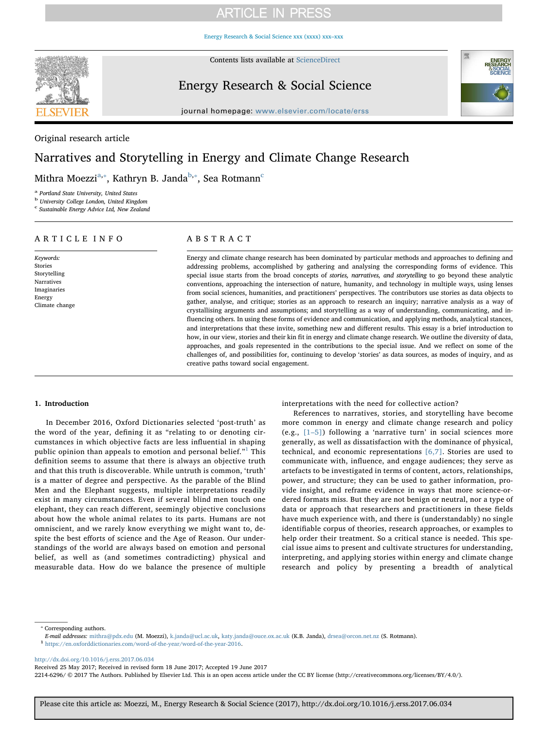Original research article

# Narratives and Storytelling in Energy and Climate Change Research

Mithra Moezzi[a,*], Kathryn B. Janda[b,*], Sea Rotmann[c]

[a] Portland State University, United States
[b] University College London, United Kingdom
[c] Sustainable Energy Advice Ltd, New Zealand

## ARTICLE INFO

*Keywords:*
Stories
Storytelling
Narratives
Imaginaries
Energy
Climate change

## ABSTRACT

Energy and climate change research has been dominated by particular methods and approaches to defining and addressing problems, accomplished by gathering and analysing the corresponding forms of evidence. This special issue starts from the broad concepts of *stories, narratives, and storytelling* to go beyond these analytic conventions, approaching the intersection of nature, humanity, and technology in multiple ways, using lenses from social sciences, humanities, and practitioners' perspectives. The contributors use stories as data objects to gather, analyse, and critique; stories as an approach to research an inquiry; narrative analysis as a way of crystallising arguments and assumptions; and storytelling as a way of understanding, communicating, and influencing others. In using these forms of evidence and communication, and applying methods, analytical stances, and interpretations that these invite, something new and different results. This essay is a brief introduction to how, in our view, stories and their kin fit in energy and climate change research. We outline the diversity of data, approaches, and goals represented in the contributions to the special issue. And we reflect on some of the challenges of, and possibilities for, continuing to develop 'stories' as data sources, as modes of inquiry, and as creative paths toward social engagement.

## 1. Introduction

In December 2016, Oxford Dictionaries selected 'post-truth' as the word of the year, defining it as "relating to or denoting circumstances in which objective facts are less influential in shaping public opinion than appeals to emotion and personal belief."[1] This definition seems to assume that there is always an objective truth and that this truth is discoverable. While untruth is common, 'truth' is a matter of degree and perspective. As the parable of the Blind Men and the Elephant suggests, multiple interpretations readily exist in many circumstances. Even if several blind men touch one elephant, they can reach different, seemingly objective conclusions about how the whole animal relates to its parts. Humans are not omniscient, and we rarely know everything we might want to, despite the best efforts of science and the Age of Reason. Our understandings of the world are always based on emotion and personal belief, as well as (and sometimes contradicting) physical and measurable data. How do we balance the presence of multiple interpretations with the need for collective action?

References to narratives, stories, and storytelling have become more common in energy and climate change research and policy (e.g., [1–5]) following a 'narrative turn' in social sciences more generally, as well as dissatisfaction with the dominance of physical, technical, and economic representations [6,7]. Stories are used to communicate with, influence, and engage audiences; they serve as artefacts to be investigated in terms of content, actors, relationships, power, and structure; they can be used to gather information, provide insight, and reframe evidence in ways that more science-ordered formats miss. But they are not benign or neutral, nor a type of data or approach that researchers and practitioners in these fields have much experience with, and there is (understandably) no single identifiable corpus of theories, research approaches, or examples to help order their treatment. So a critical stance is needed. This special issue aims to present and cultivate structures for understanding, interpreting, and applying stories within energy and climate change research and policy by presenting a breadth of analytical

---

* Corresponding authors.
*E-mail addresses:* mithra@pdx.edu (M. Moezzi), k.janda@ucl.ac.uk, katy.janda@ouce.ox.ac.uk (K.B. Janda), drsea@orcon.net.nz (S. Rotmann).
[1] https://en.oxforddictionaries.com/word-of-the-year/word-of-the-year-2016.

http://dx.doi.org/10.1016/j.erss.2017.06.034
Received 25 May 2017; Received in revised form 18 June 2017; Accepted 19 June 2017
2214-6296/ © 2017 The Authors. Published by Elsevier Ltd. This is an open access article under the CC BY license (http://creativecommons.org/licenses/BY/4.0/).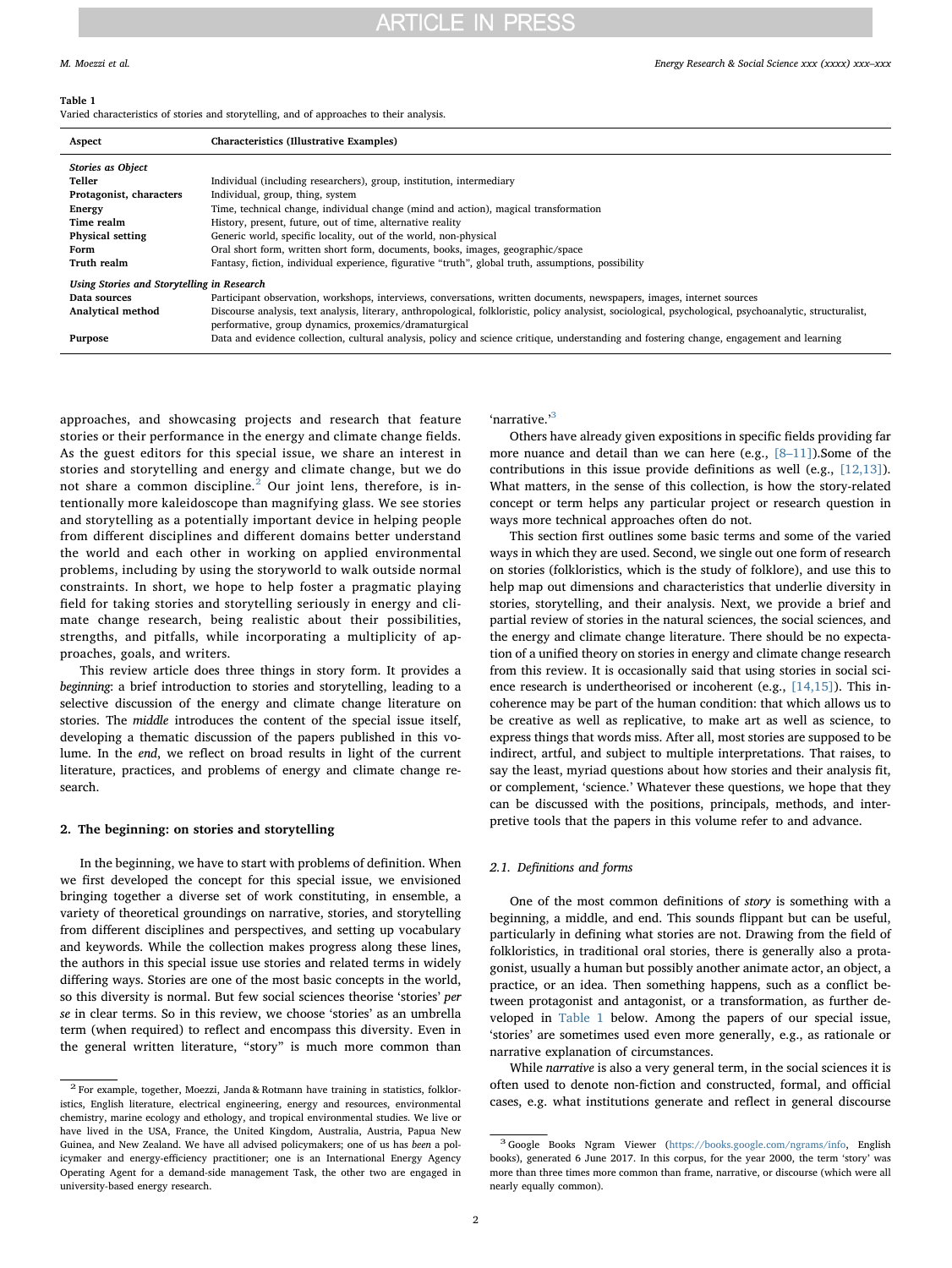**Table 1**
Varied characteristics of stories and storytelling, and of approaches to their analysis.

| Aspect | Characteristics (Illustrative Examples) |
|---|---|
| ***Stories as Object*** | |
| **Teller** | Individual (including researchers), group, institution, intermediary |
| **Protagonist, characters** | Individual, group, thing, system |
| **Energy** | Time, technical change, individual change (mind and action), magical transformation |
| **Time realm** | History, present, future, out of time, alternative reality |
| **Physical setting** | Generic world, specific locality, out of the world, non-physical |
| **Form** | Oral short form, written short form, documents, books, images, geographic/space |
| **Truth realm** | Fantasy, fiction, individual experience, figurative "truth", global truth, assumptions, possibility |
| ***Using Stories and Storytelling in Research*** | |
| **Data sources** | Participant observation, workshops, interviews, conversations, written documents, newspapers, images, internet sources |
| **Analytical method** | Discourse analysis, text analysis, literary, anthropological, folkloristic, policy analysist, sociological, psychological, psychoanalytic, structuralist, performative, group dynamics, proxemics/dramaturgical |
| **Purpose** | Data and evidence collection, cultural analysis, policy and science critique, understanding and fostering change, engagement and learning |

approaches, and showcasing projects and research that feature stories or their performance in the energy and climate change fields. As the guest editors for this special issue, we share an interest in stories and storytelling and energy and climate change, but we do not share a common discipline.[2] Our joint lens, therefore, is intentionally more kaleidoscope than magnifying glass. We see stories and storytelling as a potentially important device in helping people from different disciplines and different domains better understand the world and each other in working on applied environmental problems, including by using the storyworld to walk outside normal constraints. In short, we hope to help foster a pragmatic playing field for taking stories and storytelling seriously in energy and climate change research, being realistic about their possibilities, strengths, and pitfalls, while incorporating a multiplicity of approaches, goals, and writers.

This review article does three things in story form. It provides a *beginning*: a brief introduction to stories and storytelling, leading to a selective discussion of the energy and climate change literature on stories. The *middle* introduces the content of the special issue itself, developing a thematic discussion of the papers published in this volume. In the *end*, we reflect on broad results in light of the current literature, practices, and problems of energy and climate change research.

## 2. The beginning: on stories and storytelling

In the beginning, we have to start with problems of definition. When we first developed the concept for this special issue, we envisioned bringing together a diverse set of work constituting, in ensemble, a variety of theoretical groundings on narrative, stories, and storytelling from different disciplines and perspectives, and setting up vocabulary and keywords. While the collection makes progress along these lines, the authors in this special issue use stories and related terms in widely differing ways. Stories are one of the most basic concepts in the world, so this diversity is normal. But few social sciences theorise 'stories' *per se* in clear terms. So in this review, we choose 'stories' as an umbrella term (when required) to reflect and encompass this diversity. Even in the general written literature, "story" is much more common than 'narrative.'[3]

Others have already given expositions in specific fields providing far more nuance and detail than we can here (e.g., [8–11]).Some of the contributions in this issue provide definitions as well (e.g., [12,13]). What matters, in the sense of this collection, is how the story-related concept or term helps any particular project or research question in ways more technical approaches often do not.

This section first outlines some basic terms and some of the varied ways in which they are used. Second, we single out one form of research on stories (folkloristics, which is the study of folklore), and use this to help map out dimensions and characteristics that underlie diversity in stories, storytelling, and their analysis. Next, we provide a brief and partial review of stories in the natural sciences, the social sciences, and the energy and climate change literature. There should be no expectation of a unified theory on stories in energy and climate change research from this review. It is occasionally said that using stories in social science research is undertheorised or incoherent (e.g., [14,15]). This incoherence may be part of the human condition: that which allows us to be creative as well as replicative, to make art as well as science, to express things that words miss. After all, most stories are supposed to be indirect, artful, and subject to multiple interpretations. That raises, to say the least, myriad questions about how stories and their analysis fit, or complement, 'science.' Whatever these questions, we hope that they can be discussed with the positions, principals, methods, and interpretive tools that the papers in this volume refer to and advance.

### 2.1. Definitions and forms

One of the most common definitions of *story* is something with a beginning, a middle, and end. This sounds flippant but can be useful, particularly in defining what stories are not. Drawing from the field of folkloristics, in traditional oral stories, there is generally also a protagonist, usually a human but possibly another animate actor, an object, a practice, or an idea. Then something happens, such as a conflict between protagonist and antagonist, or a transformation, as further developed in Table 1 below. Among the papers of our special issue, 'stories' are sometimes used even more generally, e.g., as rationale or narrative explanation of circumstances.

While *narrative* is also a very general term, in the social sciences it is often used to denote non-fiction and constructed, formal, and official cases, e.g. what institutions generate and reflect in general discourse

[2] For example, together, Moezzi, Janda & Rotmann have training in statistics, folkloristics, English literature, electrical engineering, energy and resources, environmental chemistry, marine ecology and ethology, and tropical environmental studies. We live or have lived in the USA, France, the United Kingdom, Australia, Austria, Papua New Guinea, and New Zealand. We have all advised policymakers; one of us has *been* a policymaker and energy-efficiency practitioner; one is an International Energy Agency Operating Agent for a demand-side management Task, the other two are engaged in university-based energy research.

[3] Google Books Ngram Viewer (https://books.google.com/ngrams/info, English books), generated 6 June 2017. In this corpus, for the year 2000, the term 'story' was more than three times more common than frame, narrative, or discourse (which were all nearly equally common).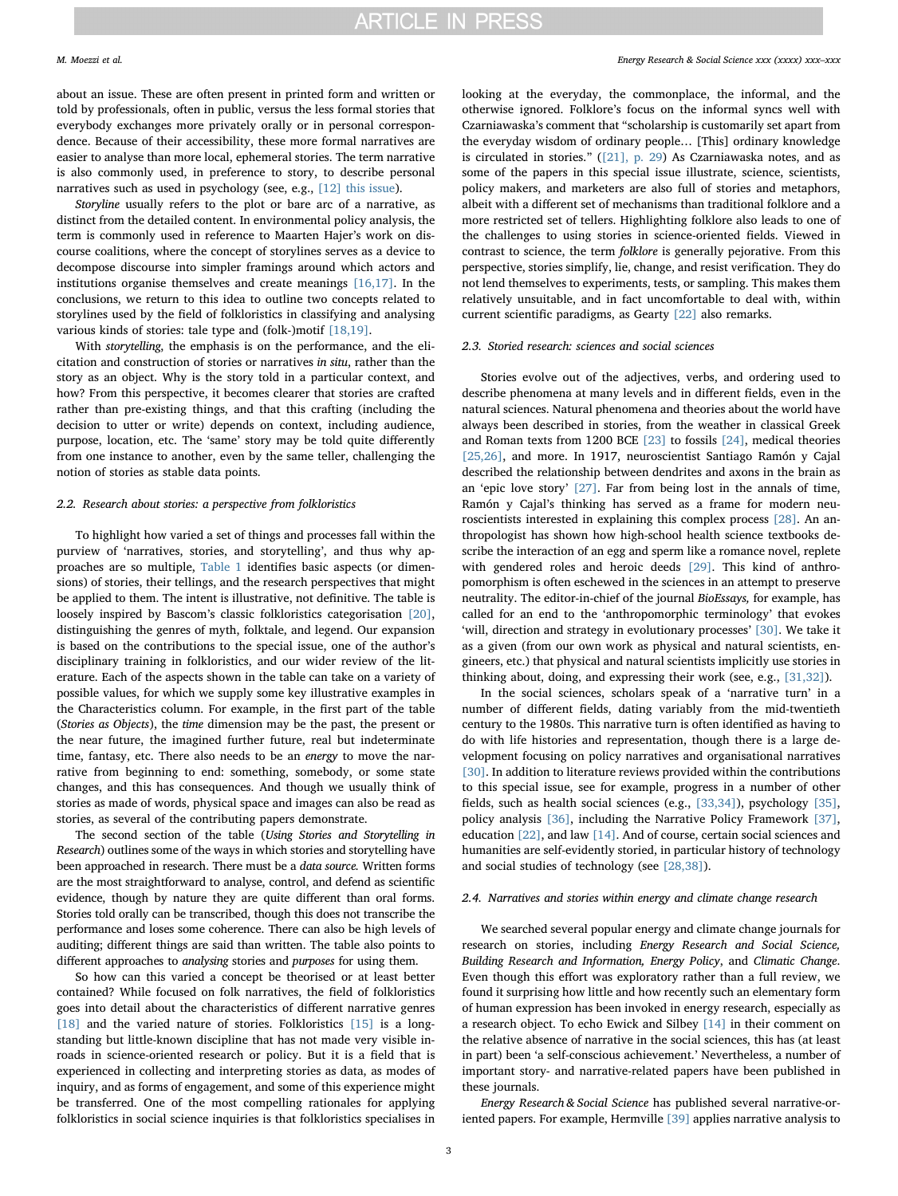about an issue. These are often present in printed form and written or told by professionals, often in public, versus the less formal stories that everybody exchanges more privately orally or in personal correspondence. Because of their accessibility, these more formal narratives are easier to analyse than more local, ephemeral stories. The term narrative is also commonly used, in preference to story, to describe personal narratives such as used in psychology (see, e.g., [12] this issue).

*Storyline* usually refers to the plot or bare arc of a narrative, as distinct from the detailed content. In environmental policy analysis, the term is commonly used in reference to Maarten Hajer's work on discourse coalitions, where the concept of storylines serves as a device to decompose discourse into simpler framings around which actors and institutions organise themselves and create meanings [16,17]. In the conclusions, we return to this idea to outline two concepts related to storylines used by the field of folkloristics in classifying and analysing various kinds of stories: tale type and (folk-)motif [18,19].

With *storytelling*, the emphasis is on the performance, and the elicitation and construction of stories or narratives *in situ*, rather than the story as an object. Why is the story told in a particular context, and how? From this perspective, it becomes clearer that stories are crafted rather than pre-existing things, and that this crafting (including the decision to utter or write) depends on context, including audience, purpose, location, etc. The 'same' story may be told quite differently from one instance to another, even by the same teller, challenging the notion of stories as stable data points.

### 2.2. Research about stories: a perspective from folkloristics

To highlight how varied a set of things and processes fall within the purview of 'narratives, stories, and storytelling', and thus why approaches are so multiple, Table 1 identifies basic aspects (or dimensions) of stories, their tellings, and the research perspectives that might be applied to them. The intent is illustrative, not definitive. The table is loosely inspired by Bascom's classic folkloristics categorisation [20], distinguishing the genres of myth, folktale, and legend. Our expansion is based on the contributions to the special issue, one of the author's disciplinary training in folkloristics, and our wider review of the literature. Each of the aspects shown in the table can take on a variety of possible values, for which we supply some key illustrative examples in the Characteristics column. For example, in the first part of the table (*Stories as Objects*), the *time* dimension may be the past, the present or the near future, the imagined further future, real but indeterminate time, fantasy, etc. There also needs to be an *energy* to move the narrative from beginning to end: something, somebody, or some state changes, and this has consequences. And though we usually think of stories as made of words, physical space and images can also be read as stories, as several of the contributing papers demonstrate.

The second section of the table (*Using Stories and Storytelling in Research*) outlines some of the ways in which stories and storytelling have been approached in research. There must be a *data source.* Written forms are the most straightforward to analyse, control, and defend as scientific evidence, though by nature they are quite different than oral forms. Stories told orally can be transcribed, though this does not transcribe the performance and loses some coherence. There can also be high levels of auditing; different things are said than written. The table also points to different approaches to *analysing* stories and *purposes* for using them.

So how can this varied a concept be theorised or at least better contained? While focused on folk narratives, the field of folkloristics goes into detail about the characteristics of different narrative genres [18] and the varied nature of stories. Folkloristics [15] is a longstanding but little-known discipline that has not made very visible inroads in science-oriented research or policy. But it is a field that is experienced in collecting and interpreting stories as data, as modes of inquiry, and as forms of engagement, and some of this experience might be transferred. One of the most compelling rationales for applying folkloristics in social science inquiries is that folkloristics specialises in looking at the everyday, the commonplace, the informal, and the otherwise ignored. Folklore's focus on the informal syncs well with Czarniawaska's comment that "scholarship is customarily set apart from the everyday wisdom of ordinary people… [This] ordinary knowledge is circulated in stories." ([21], p. 29) As Czarniawaska notes, and as some of the papers in this special issue illustrate, science, scientists, policy makers, and marketers are also full of stories and metaphors, albeit with a different set of mechanisms than traditional folklore and a more restricted set of tellers. Highlighting folklore also leads to one of the challenges to using stories in science-oriented fields. Viewed in contrast to science, the term *folklore* is generally pejorative. From this perspective, stories simplify, lie, change, and resist verification. They do not lend themselves to experiments, tests, or sampling. This makes them relatively unsuitable, and in fact uncomfortable to deal with, within current scientific paradigms, as Gearty [22] also remarks.

### 2.3. Storied research: sciences and social sciences

Stories evolve out of the adjectives, verbs, and ordering used to describe phenomena at many levels and in different fields, even in the natural sciences. Natural phenomena and theories about the world have always been described in stories, from the weather in classical Greek and Roman texts from 1200 BCE [23] to fossils [24], medical theories [25,26], and more. In 1917, neuroscientist Santiago Ramón y Cajal described the relationship between dendrites and axons in the brain as an 'epic love story' [27]. Far from being lost in the annals of time, Ramón y Cajal's thinking has served as a frame for modern neuroscientists interested in explaining this complex process [28]. An anthropologist has shown how high-school health science textbooks describe the interaction of an egg and sperm like a romance novel, replete with gendered roles and heroic deeds [29]. This kind of anthropomorphism is often eschewed in the sciences in an attempt to preserve neutrality. The editor-in-chief of the journal *BioEssays,* for example, has called for an end to the 'anthropomorphic terminology' that evokes 'will, direction and strategy in evolutionary processes' [30]. We take it as a given (from our own work as physical and natural scientists, engineers, etc.) that physical and natural scientists implicitly use stories in thinking about, doing, and expressing their work (see, e.g., [31,32]).

In the social sciences, scholars speak of a 'narrative turn' in a number of different fields, dating variably from the mid-twentieth century to the 1980s. This narrative turn is often identified as having to do with life histories and representation, though there is a large development focusing on policy narratives and organisational narratives [30]. In addition to literature reviews provided within the contributions to this special issue, see for example, progress in a number of other fields, such as health social sciences (e.g., [33,34]), psychology [35], policy analysis [36], including the Narrative Policy Framework [37], education [22], and law [14]. And of course, certain social sciences and humanities are self-evidently storied, in particular history of technology and social studies of technology (see [28,38]).

### 2.4. Narratives and stories within energy and climate change research

We searched several popular energy and climate change journals for research on stories, including *Energy Research and Social Science, Building Research and Information, Energy Policy*, and *Climatic Change*. Even though this effort was exploratory rather than a full review, we found it surprising how little and how recently such an elementary form of human expression has been invoked in energy research, especially as a research object. To echo Ewick and Silbey [14] in their comment on the relative absence of narrative in the social sciences, this has (at least in part) been 'a self-conscious achievement.' Nevertheless, a number of important story- and narrative-related papers have been published in these journals.

*Energy Research & Social Science* has published several narrative-oriented papers. For example, Hermville [39] applies narrative analysis to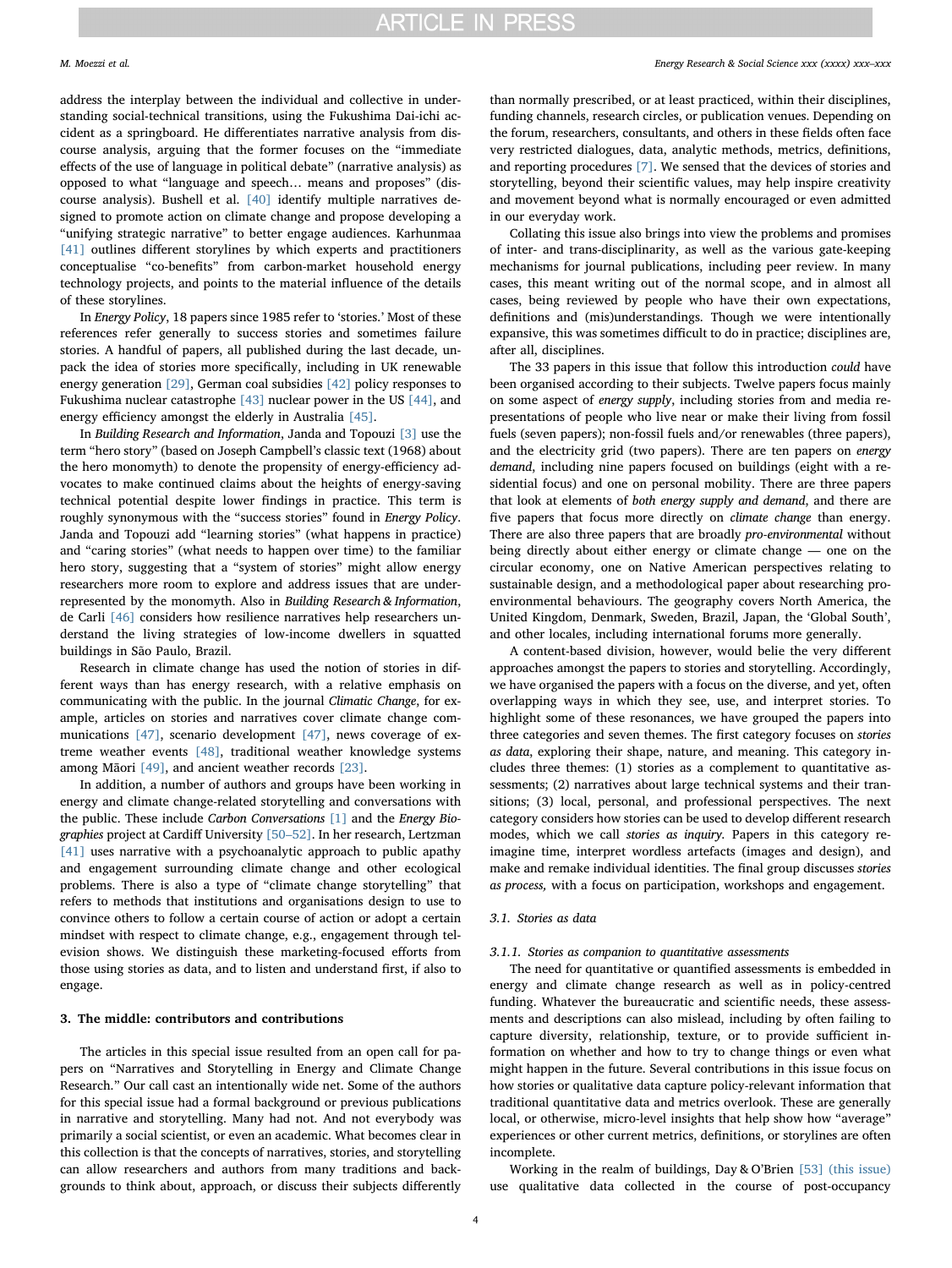address the interplay between the individual and collective in understanding social-technical transitions, using the Fukushima Dai-ichi accident as a springboard. He differentiates narrative analysis from discourse analysis, arguing that the former focuses on the "immediate effects of the use of language in political debate" (narrative analysis) as opposed to what "language and speech… means and proposes" (discourse analysis). Bushell et al. [40] identify multiple narratives designed to promote action on climate change and propose developing a "unifying strategic narrative" to better engage audiences. Karhunmaa [41] outlines different storylines by which experts and practitioners conceptualise "co-benefits" from carbon-market household energy technology projects, and points to the material influence of the details of these storylines.

In *Energy Policy*, 18 papers since 1985 refer to 'stories.' Most of these references refer generally to success stories and sometimes failure stories. A handful of papers, all published during the last decade, unpack the idea of stories more specifically, including in UK renewable energy generation [29], German coal subsidies [42] policy responses to Fukushima nuclear catastrophe [43] nuclear power in the US [44], and energy efficiency amongst the elderly in Australia [45].

In *Building Research and Information*, Janda and Topouzi [3] use the term "hero story" (based on Joseph Campbell's classic text (1968) about the hero monomyth) to denote the propensity of energy-efficiency advocates to make continued claims about the heights of energy-saving technical potential despite lower findings in practice. This term is roughly synonymous with the "success stories" found in *Energy Policy*. Janda and Topouzi add "learning stories" (what happens in practice) and "caring stories" (what needs to happen over time) to the familiar hero story, suggesting that a "system of stories" might allow energy researchers more room to explore and address issues that are underrepresented by the monomyth. Also in *Building Research & Information*, de Carli [46] considers how resilience narratives help researchers understand the living strategies of low-income dwellers in squatted buildings in São Paulo, Brazil.

Research in climate change has used the notion of stories in different ways than has energy research, with a relative emphasis on communicating with the public. In the journal *Climatic Change*, for example, articles on stories and narratives cover climate change communications [47], scenario development [47], news coverage of extreme weather events [48], traditional weather knowledge systems among Māori [49], and ancient weather records [23].

In addition, a number of authors and groups have been working in energy and climate change-related storytelling and conversations with the public. These include *Carbon Conversations* [1] and the *Energy Biographies* project at Cardiff University [50–52]. In her research, Lertzman [41] uses narrative with a psychoanalytic approach to public apathy and engagement surrounding climate change and other ecological problems. There is also a type of "climate change storytelling" that refers to methods that institutions and organisations design to use to convince others to follow a certain course of action or adopt a certain mindset with respect to climate change, e.g., engagement through television shows. We distinguish these marketing-focused efforts from those using stories as data, and to listen and understand first, if also to engage.

## 3. The middle: contributors and contributions

The articles in this special issue resulted from an open call for papers on "Narratives and Storytelling in Energy and Climate Change Research." Our call cast an intentionally wide net. Some of the authors for this special issue had a formal background or previous publications in narrative and storytelling. Many had not. And not everybody was primarily a social scientist, or even an academic. What becomes clear in this collection is that the concepts of narratives, stories, and storytelling can allow researchers and authors from many traditions and backgrounds to think about, approach, or discuss their subjects differently than normally prescribed, or at least practiced, within their disciplines, funding channels, research circles, or publication venues. Depending on the forum, researchers, consultants, and others in these fields often face very restricted dialogues, data, analytic methods, metrics, definitions, and reporting procedures [7]. We sensed that the devices of stories and storytelling, beyond their scientific values, may help inspire creativity and movement beyond what is normally encouraged or even admitted in our everyday work.

Collating this issue also brings into view the problems and promises of inter- and trans-disciplinarity, as well as the various gate-keeping mechanisms for journal publications, including peer review. In many cases, this meant writing out of the normal scope, and in almost all cases, being reviewed by people who have their own expectations, definitions and (mis)understandings. Though we were intentionally expansive, this was sometimes difficult to do in practice; disciplines are, after all, disciplines.

The 33 papers in this issue that follow this introduction *could* have been organised according to their subjects. Twelve papers focus mainly on some aspect of *energy supply*, including stories from and media representations of people who live near or make their living from fossil fuels (seven papers); non-fossil fuels and/or renewables (three papers), and the electricity grid (two papers). There are ten papers on *energy demand*, including nine papers focused on buildings (eight with a residential focus) and one on personal mobility. There are three papers that look at elements of *both energy supply and demand*, and there are five papers that focus more directly on *climate change* than energy. There are also three papers that are broadly *pro-environmental* without being directly about either energy or climate change — one on the circular economy, one on Native American perspectives relating to sustainable design, and a methodological paper about researching pro-environmental behaviours. The geography covers North America, the United Kingdom, Denmark, Sweden, Brazil, Japan, the 'Global South', and other locales, including international forums more generally.

A content-based division, however, would belie the very different approaches amongst the papers to stories and storytelling. Accordingly, we have organised the papers with a focus on the diverse, and yet, often overlapping ways in which they see, use, and interpret stories. To highlight some of these resonances, we have grouped the papers into three categories and seven themes. The first category focuses on *stories as data*, exploring their shape, nature, and meaning. This category includes three themes: (1) stories as a complement to quantitative assessments; (2) narratives about large technical systems and their transitions; (3) local, personal, and professional perspectives. The next category considers how stories can be used to develop different research modes, which we call *stories as inquiry*. Papers in this category reimagine time, interpret wordless artefacts (images and design), and make and remake individual identities. The final group discusses *stories as process*, with a focus on participation, workshops and engagement.

### 3.1. Stories as data

#### 3.1.1. Stories as companion to quantitative assessments

The need for quantitative or quantified assessments is embedded in energy and climate change research as well as in policy-centred funding. Whatever the bureaucratic and scientific needs, these assessments and descriptions can also mislead, including by often failing to capture diversity, relationship, texture, or to provide sufficient information on whether and how to try to change things or even what might happen in the future. Several contributions in this issue focus on how stories or qualitative data capture policy-relevant information that traditional quantitative data and metrics overlook. These are generally local, or otherwise, micro-level insights that help show how "average" experiences or other current metrics, definitions, or storylines are often incomplete.

Working in the realm of buildings, Day & O'Brien [53] (this issue) use qualitative data collected in the course of post-occupancy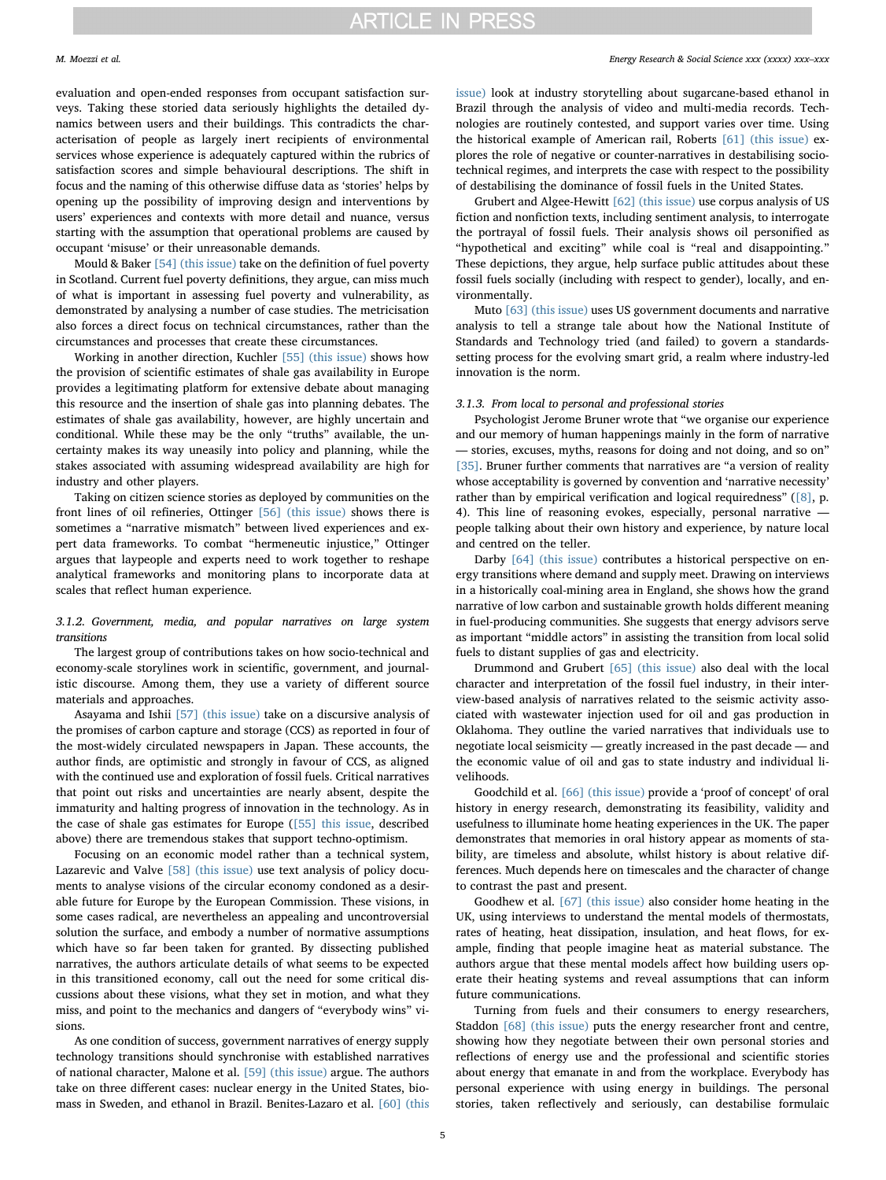evaluation and open-ended responses from occupant satisfaction surveys. Taking these storied data seriously highlights the detailed dynamics between users and their buildings. This contradicts the characterisation of people as largely inert recipients of environmental services whose experience is adequately captured within the rubrics of satisfaction scores and simple behavioural descriptions. The shift in focus and the naming of this otherwise diffuse data as 'stories' helps by opening up the possibility of improving design and interventions by users' experiences and contexts with more detail and nuance, versus starting with the assumption that operational problems are caused by occupant 'misuse' or their unreasonable demands.

Mould & Baker [54] (this issue) take on the definition of fuel poverty in Scotland. Current fuel poverty definitions, they argue, can miss much of what is important in assessing fuel poverty and vulnerability, as demonstrated by analysing a number of case studies. The metricisation also forces a direct focus on technical circumstances, rather than the circumstances and processes that create these circumstances.

Working in another direction, Kuchler [55] (this issue) shows how the provision of scientific estimates of shale gas availability in Europe provides a legitimating platform for extensive debate about managing this resource and the insertion of shale gas into planning debates. The estimates of shale gas availability, however, are highly uncertain and conditional. While these may be the only "truths" available, the uncertainty makes its way uneasily into policy and planning, while the stakes associated with assuming widespread availability are high for industry and other players.

Taking on citizen science stories as deployed by communities on the front lines of oil refineries, Ottinger [56] (this issue) shows that there is sometimes a "narrative mismatch" between lived experiences and expert data frameworks. To combat "hermeneutic injustice," Ottinger argues that laypeople and experts need to work together to reshape analytical frameworks and monitoring plans to incorporate data at scales that reflect human experience.

### 3.1.2. Government, media, and popular narratives on large system transitions

The largest group of contributions takes on how socio-technical and economy-scale storylines work in scientific, government, and journalistic discourse. Among them, they use a variety of different source materials and approaches.

Asayama and Ishii [57] (this issue) take on a discursive analysis of the promises of carbon capture and storage (CCS) as reported in four of the most-widely circulated newspapers in Japan. These accounts, the author finds, are optimistic and strongly in favour of CCS, as aligned with the continued use and exploration of fossil fuels. Critical narratives that point out risks and uncertainties are nearly absent, despite the immaturity and halting progress of innovation in the technology. As in the case of shale gas estimates for Europe ([55] this issue, described above) there are tremendous stakes that support techno-optimism.

Focusing on an economic model rather than a technical system, Lazarevic and Valve [58] (this issue) use text analysis of policy documents to analyse visions of the circular economy condoned as a desirable future for Europe by the European Commission. These visions, in some cases radical, are nevertheless an appealing and uncontroversial solution the surface, and embody a number of normative assumptions which have so far been taken for granted. By dissecting published narratives, the authors articulate details of what seems to be expected in this transitioned economy, call out the need for some critical discussions about these visions, what they set in motion, and what they miss, and point to the mechanics and dangers of "everybody wins" visions.

As one condition of success, government narratives of energy supply technology transitions should synchronise with established narratives of national character, Malone et al. [59] (this issue) argue. The authors take on three different cases: nuclear energy in the United States, biomass in Sweden, and ethanol in Brazil. Benites-Lazaro et al. [60] (this issue) look at industry storytelling about sugarcane-based ethanol in Brazil through the analysis of video and multi-media records. Technologies are routinely contested, and support varies over time. Using the historical example of American rail, Roberts [61] (this issue) explores the role of negative or counter-narratives in destabilising socio-technical regimes, and interprets the case with respect to the possibility of destabilising the dominance of fossil fuels in the United States.

Grubert and Algee-Hewitt [62] (this issue) use corpus analysis of US fiction and nonfiction texts, including sentiment analysis, to interrogate the portrayal of fossil fuels. Their analysis shows oil personified as "hypothetical and exciting" while coal is "real and disappointing." These depictions, they argue, help surface public attitudes about these fossil fuels socially (including with respect to gender), locally, and environmentally.

Muto [63] (this issue) uses US government documents and narrative analysis to tell a strange tale about how the National Institute of Standards and Technology tried (and failed) to govern a standards-setting process for the evolving smart grid, a realm where industry-led innovation is the norm.

### 3.1.3. From local to personal and professional stories

Psychologist Jerome Bruner wrote that "we organise our experience and our memory of human happenings mainly in the form of narrative — stories, excuses, myths, reasons for doing and not doing, and so on" [35]. Bruner further comments that narratives are "a version of reality whose acceptability is governed by convention and 'narrative necessity' rather than by empirical verification and logical requiredness" ([8], p. 4). This line of reasoning evokes, especially, personal narrative — people talking about their own history and experience, by nature local and centred on the teller.

Darby [64] (this issue) contributes a historical perspective on energy transitions where demand and supply meet. Drawing on interviews in a historically coal-mining area in England, she shows how the grand narrative of low carbon and sustainable growth holds different meaning in fuel-producing communities. She suggests that energy advisors serve as important "middle actors" in assisting the transition from local solid fuels to distant supplies of gas and electricity.

Drummond and Grubert [65] (this issue) also deal with the local character and interpretation of the fossil fuel industry, in their interview-based analysis of narratives related to the seismic activity associated with wastewater injection used for oil and gas production in Oklahoma. They outline the varied narratives that individuals use to negotiate local seismicity — greatly increased in the past decade — and the economic value of oil and gas to state industry and individual livelihoods.

Goodchild et al. [66] (this issue) provide a 'proof of concept' of oral history in energy research, demonstrating its feasibility, validity and usefulness to illuminate home heating experiences in the UK. The paper demonstrates that memories in oral history appear as moments of stability, are timeless and absolute, whilst history is about relative differences. Much depends here on timescales and the character of change to contrast the past and present.

Goodhew et al. [67] (this issue) also consider home heating in the UK, using interviews to understand the mental models of thermostats, rates of heating, heat dissipation, insulation, and heat flows, for example, finding that people imagine heat as material substance. The authors argue that these mental models affect how building users operate their heating systems and reveal assumptions that can inform future communications.

Turning from fuels and their consumers to energy researchers, Staddon [68] (this issue) puts the energy researcher front and centre, showing how they negotiate between their own personal stories and reflections of energy use and the professional and scientific stories about energy that emanate in and from the workplace. Everybody has personal experience with using energy in buildings. The personal stories, taken reflectively and seriously, can destabilise formulaic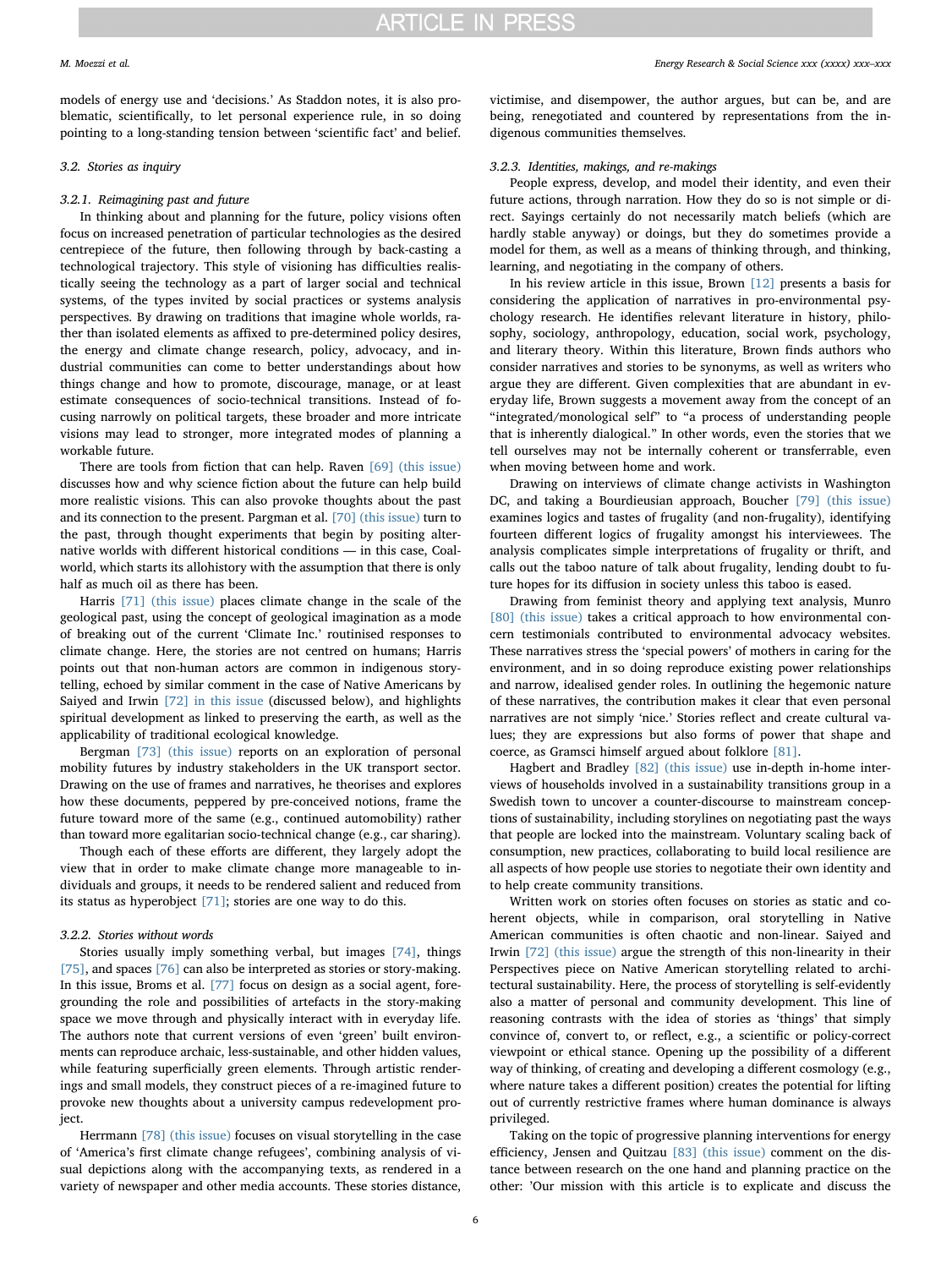models of energy use and 'decisions.' As Staddon notes, it is also problematic, scientifically, to let personal experience rule, in so doing pointing to a long-standing tension between 'scientific fact' and belief.

### 3.2. Stories as inquiry

#### 3.2.1. Reimagining past and future

In thinking about and planning for the future, policy visions often focus on increased penetration of particular technologies as the desired centrepiece of the future, then following through by back-casting a technological trajectory. This style of visioning has difficulties realistically seeing the technology as a part of larger social and technical systems, of the types invited by social practices or systems analysis perspectives. By drawing on traditions that imagine whole worlds, rather than isolated elements as affixed to pre-determined policy desires, the energy and climate change research, policy, advocacy, and industrial communities can come to better understandings about how things change and how to promote, discourage, manage, or at least estimate consequences of socio-technical transitions. Instead of focusing narrowly on political targets, these broader and more intricate visions may lead to stronger, more integrated modes of planning a workable future.

There are tools from fiction that can help. Raven [69] (this issue) discusses how and why science fiction about the future can help build more realistic visions. This can also provoke thoughts about the past and its connection to the present. Pargman et al. [70] (this issue) turn to the past, through thought experiments that begin by positing alternative worlds with different historical conditions — in this case, Coalworld, which starts its allohistory with the assumption that there is only half as much oil as there has been.

Harris [71] (this issue) places climate change in the scale of the geological past, using the concept of geological imagination as a mode of breaking out of the current 'Climate Inc.' routinised responses to climate change. Here, the stories are not centred on humans; Harris points out that non-human actors are common in indigenous storytelling, echoed by similar comment in the case of Native Americans by Saiyed and Irwin [72] in this issue (discussed below), and highlights spiritual development as linked to preserving the earth, as well as the applicability of traditional ecological knowledge.

Bergman [73] (this issue) reports on an exploration of personal mobility futures by industry stakeholders in the UK transport sector. Drawing on the use of frames and narratives, he theorises and explores how these documents, peppered by pre-conceived notions, frame the future toward more of the same (e.g., continued automobility) rather than toward more egalitarian socio-technical change (e.g., car sharing).

Though each of these efforts are different, they largely adopt the view that in order to make climate change more manageable to individuals and groups, it needs to be rendered salient and reduced from its status as hyperobject [71]; stories are one way to do this.

#### 3.2.2. Stories without words

Stories usually imply something verbal, but images [74], things [75], and spaces [76] can also be interpreted as stories or story-making. In this issue, Broms et al. [77] focus on design as a social agent, foregrounding the role and possibilities of artefacts in the story-making space we move through and physically interact with in everyday life. The authors note that current versions of even 'green' built environments can reproduce archaic, less-sustainable, and other hidden values, while featuring superficially green elements. Through artistic renderings and small models, they construct pieces of a re-imagined future to provoke new thoughts about a university campus redevelopment project.

Herrmann [78] (this issue) focuses on visual storytelling in the case of 'America's first climate change refugees', combining analysis of visual depictions along with the accompanying texts, as rendered in a variety of newspaper and other media accounts. These stories distance, victimise, and disempower, the author argues, but can be, and are being, renegotiated and countered by representations from the indigenous communities themselves.

#### 3.2.3. Identities, makings, and re-makings

People express, develop, and model their identity, and even their future actions, through narration. How they do so is not simple or direct. Sayings certainly do not necessarily match beliefs (which are hardly stable anyway) or doings, but they do sometimes provide a model for them, as well as a means of thinking through, and thinking, learning, and negotiating in the company of others.

In his review article in this issue, Brown [12] presents a basis for considering the application of narratives in pro-environmental psychology research. He identifies relevant literature in history, philosophy, sociology, anthropology, education, social work, psychology, and literary theory. Within this literature, Brown finds authors who consider narratives and stories to be synonyms, as well as writers who argue they are different. Given complexities that are abundant in everyday life, Brown suggests a movement away from the concept of an "integrated/monological self" to "a process of understanding people that is inherently dialogical." In other words, even the stories that we tell ourselves may not be internally coherent or transferrable, even when moving between home and work.

Drawing on interviews of climate change activists in Washington DC, and taking a Bourdieusian approach, Boucher [79] (this issue) examines logics and tastes of frugality (and non-frugality), identifying fourteen different logics of frugality amongst his interviewees. The analysis complicates simple interpretations of frugality or thrift, and calls out the taboo nature of talk about frugality, lending doubt to future hopes for its diffusion in society unless this taboo is eased.

Drawing from feminist theory and applying text analysis, Munro [80] (this issue) takes a critical approach to how environmental concern testimonials contributed to environmental advocacy websites. These narratives stress the 'special powers' of mothers in caring for the environment, and in so doing reproduce existing power relationships and narrow, idealised gender roles. In outlining the hegemonic nature of these narratives, the contribution makes it clear that even personal narratives are not simply 'nice.' Stories reflect and create cultural values; they are expressions but also forms of power that shape and coerce, as Gramsci himself argued about folklore [81].

Hagbert and Bradley [82] (this issue) use in-depth in-home interviews of households involved in a sustainability transitions group in a Swedish town to uncover a counter-discourse to mainstream conceptions of sustainability, including storylines on negotiating past the ways that people are locked into the mainstream. Voluntary scaling back of consumption, new practices, collaborating to build local resilience are all aspects of how people use stories to negotiate their own identity and to help create community transitions.

Written work on stories often focuses on stories as static and coherent objects, while in comparison, oral storytelling in Native American communities is often chaotic and non-linear. Saiyed and Irwin [72] (this issue) argue the strength of this non-linearity in their Perspectives piece on Native American storytelling related to architectural sustainability. Here, the process of storytelling is self-evidently also a matter of personal and community development. This line of reasoning contrasts with the idea of stories as 'things' that simply convince of, convert to, or reflect, e.g., a scientific or policy-correct viewpoint or ethical stance. Opening up the possibility of a different way of thinking, of creating and developing a different cosmology (e.g., where nature takes a different position) creates the potential for lifting out of currently restrictive frames where human dominance is always privileged.

Taking on the topic of progressive planning interventions for energy efficiency, Jensen and Quitzau [83] (this issue) comment on the distance between research on the one hand and planning practice on the other: 'Our mission with this article is to explicate and discuss the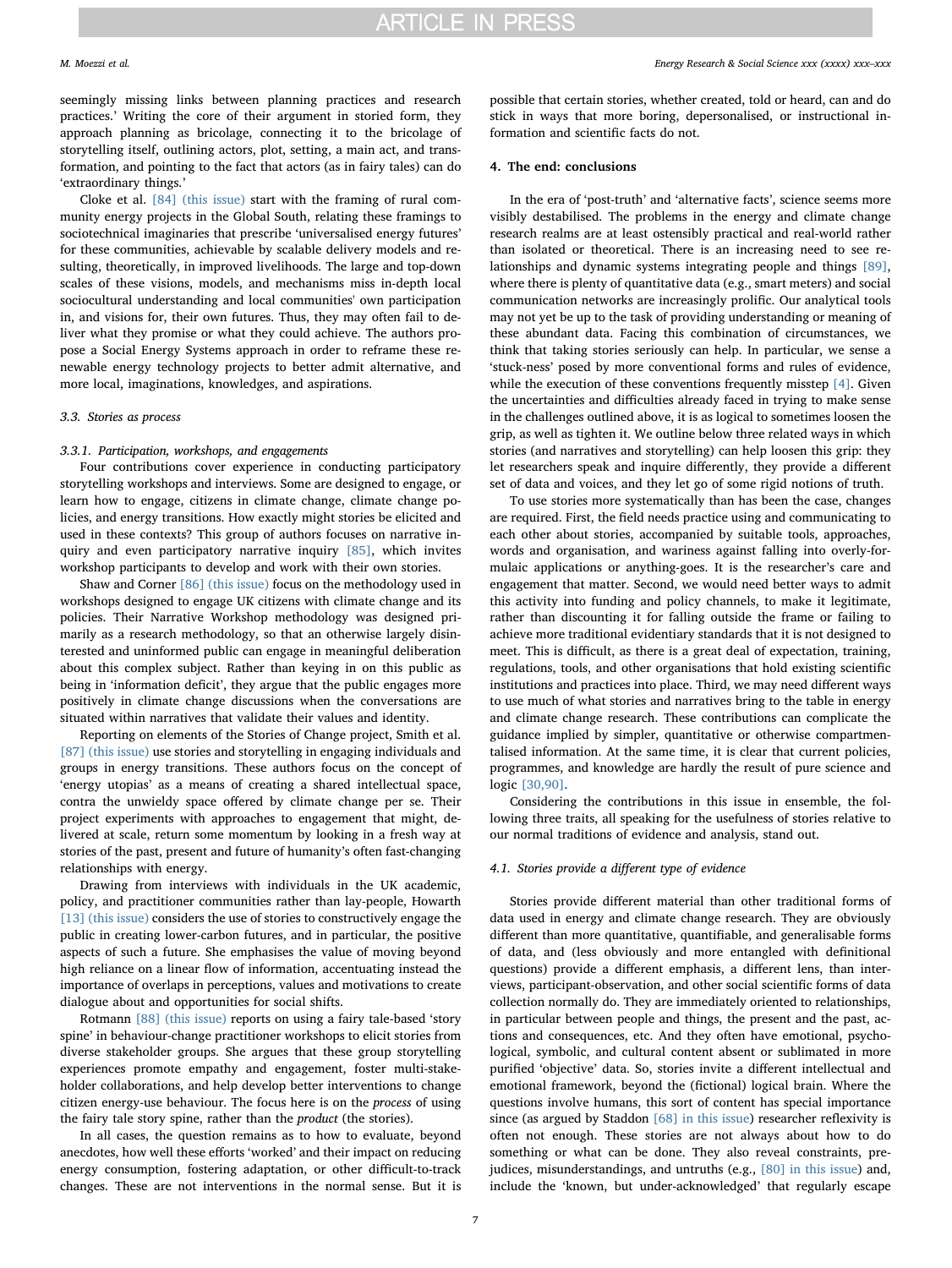seemingly missing links between planning practices and research practices.' Writing the core of their argument in storied form, they approach planning as bricolage, connecting it to the bricolage of storytelling itself, outlining actors, plot, setting, a main act, and transformation, and pointing to the fact that actors (as in fairy tales) can do 'extraordinary things.'

Cloke et al. [84] (this issue) start with the framing of rural community energy projects in the Global South, relating these framings to sociotechnical imaginaries that prescribe 'universalised energy futures' for these communities, achievable by scalable delivery models and resulting, theoretically, in improved livelihoods. The large and top-down scales of these visions, models, and mechanisms miss in-depth local sociocultural understanding and local communities' own participation in, and visions for, their own futures. Thus, they may often fail to deliver what they promise or what they could achieve. The authors propose a Social Energy Systems approach in order to reframe these renewable energy technology projects to better admit alternative, and more local, imaginations, knowledges, and aspirations.

### 3.3. Stories as process

#### 3.3.1. Participation, workshops, and engagements

Four contributions cover experience in conducting participatory storytelling workshops and interviews. Some are designed to engage, or learn how to engage, citizens in climate change, climate change policies, and energy transitions. How exactly might stories be elicited and used in these contexts? This group of authors focuses on narrative inquiry and even participatory narrative inquiry [85], which invites workshop participants to develop and work with their own stories.

Shaw and Corner [86] (this issue) focus on the methodology used in workshops designed to engage UK citizens with climate change and its policies. Their Narrative Workshop methodology was designed primarily as a research methodology, so that an otherwise largely disinterested and uninformed public can engage in meaningful deliberation about this complex subject. Rather than keying in on this public as being in 'information deficit', they argue that the public engages more positively in climate change discussions when the conversations are situated within narratives that validate their values and identity.

Reporting on elements of the Stories of Change project, Smith et al. [87] (this issue) use stories and storytelling in engaging individuals and groups in energy transitions. These authors focus on the concept of 'energy utopias' as a means of creating a shared intellectual space, contra the unwieldy space offered by climate change per se. Their project experiments with approaches to engagement that might, delivered at scale, return some momentum by looking in a fresh way at stories of the past, present and future of humanity's often fast-changing relationships with energy.

Drawing from interviews with individuals in the UK academic, policy, and practitioner communities rather than lay-people, Howarth [13] (this issue) considers the use of stories to constructively engage the public in creating lower-carbon futures, and in particular, the positive aspects of such a future. She emphasises the value of moving beyond high reliance on a linear flow of information, accentuating instead the importance of overlaps in perceptions, values and motivations to create dialogue about and opportunities for social shifts.

Rotmann [88] (this issue) reports on using a fairy tale-based 'story spine' in behaviour-change practitioner workshops to elicit stories from diverse stakeholder groups. She argues that these group storytelling experiences promote empathy and engagement, foster multi-stakeholder collaborations, and help develop better interventions to change citizen energy-use behaviour. The focus here is on the *process* of using the fairy tale story spine, rather than the *product* (the stories).

In all cases, the question remains as to how to evaluate, beyond anecdotes, how well these efforts 'worked' and their impact on reducing energy consumption, fostering adaptation, or other difficult-to-track changes. These are not interventions in the normal sense. But it is possible that certain stories, whether created, told or heard, can and do stick in ways that more boring, depersonalised, or instructional information and scientific facts do not.

## 4. The end: conclusions

In the era of 'post-truth' and 'alternative facts', science seems more visibly destabilised. The problems in the energy and climate change research realms are at least ostensibly practical and real-world rather than isolated or theoretical. There is an increasing need to see relationships and dynamic systems integrating people and things [89], where there is plenty of quantitative data (e.g., smart meters) and social communication networks are increasingly prolific. Our analytical tools may not yet be up to the task of providing understanding or meaning of these abundant data. Facing this combination of circumstances, we think that taking stories seriously can help. In particular, we sense a 'stuck-ness' posed by more conventional forms and rules of evidence, while the execution of these conventions frequently misstep [4]. Given the uncertainties and difficulties already faced in trying to make sense in the challenges outlined above, it is as logical to sometimes loosen the grip, as well as tighten it. We outline below three related ways in which stories (and narratives and storytelling) can help loosen this grip: they let researchers speak and inquire differently, they provide a different set of data and voices, and they let go of some rigid notions of truth.

To use stories more systematically than has been the case, changes are required. First, the field needs practice using and communicating to each other about stories, accompanied by suitable tools, approaches, words and organisation, and wariness against falling into overly-formulaic applications or anything-goes. It is the researcher's care and engagement that matter. Second, we would need better ways to admit this activity into funding and policy channels, to make it legitimate, rather than discounting it for falling outside the frame or failing to achieve more traditional evidentiary standards that it is not designed to meet. This is difficult, as there is a great deal of expectation, training, regulations, tools, and other organisations that hold existing scientific institutions and practices into place. Third, we may need different ways to use much of what stories and narratives bring to the table in energy and climate change research. These contributions can complicate the guidance implied by simpler, quantitative or otherwise compartmentalised information. At the same time, it is clear that current policies, programmes, and knowledge are hardly the result of pure science and logic [30,90].

Considering the contributions in this issue in ensemble, the following three traits, all speaking for the usefulness of stories relative to our normal traditions of evidence and analysis, stand out.

### 4.1. Stories provide a different type of evidence

Stories provide different material than other traditional forms of data used in energy and climate change research. They are obviously different than more quantitative, quantifiable, and generalisable forms of data, and (less obviously and more entangled with definitional questions) provide a different emphasis, a different lens, than interviews, participant-observation, and other social scientific forms of data collection normally do. They are immediately oriented to relationships, in particular between people and things, the present and the past, actions and consequences, etc. And they often have emotional, psychological, symbolic, and cultural content absent or sublimated in more purified 'objective' data. So, stories invite a different intellectual and emotional framework, beyond the (fictional) logical brain. Where the questions involve humans, this sort of content has special importance since (as argued by Staddon [68] in this issue) researcher reflexivity is often not enough. These stories are not always about how to do something or what can be done. They also reveal constraints, prejudices, misunderstandings, and untruths (e.g., [80] in this issue) and, include the 'known, but under-acknowledged' that regularly escape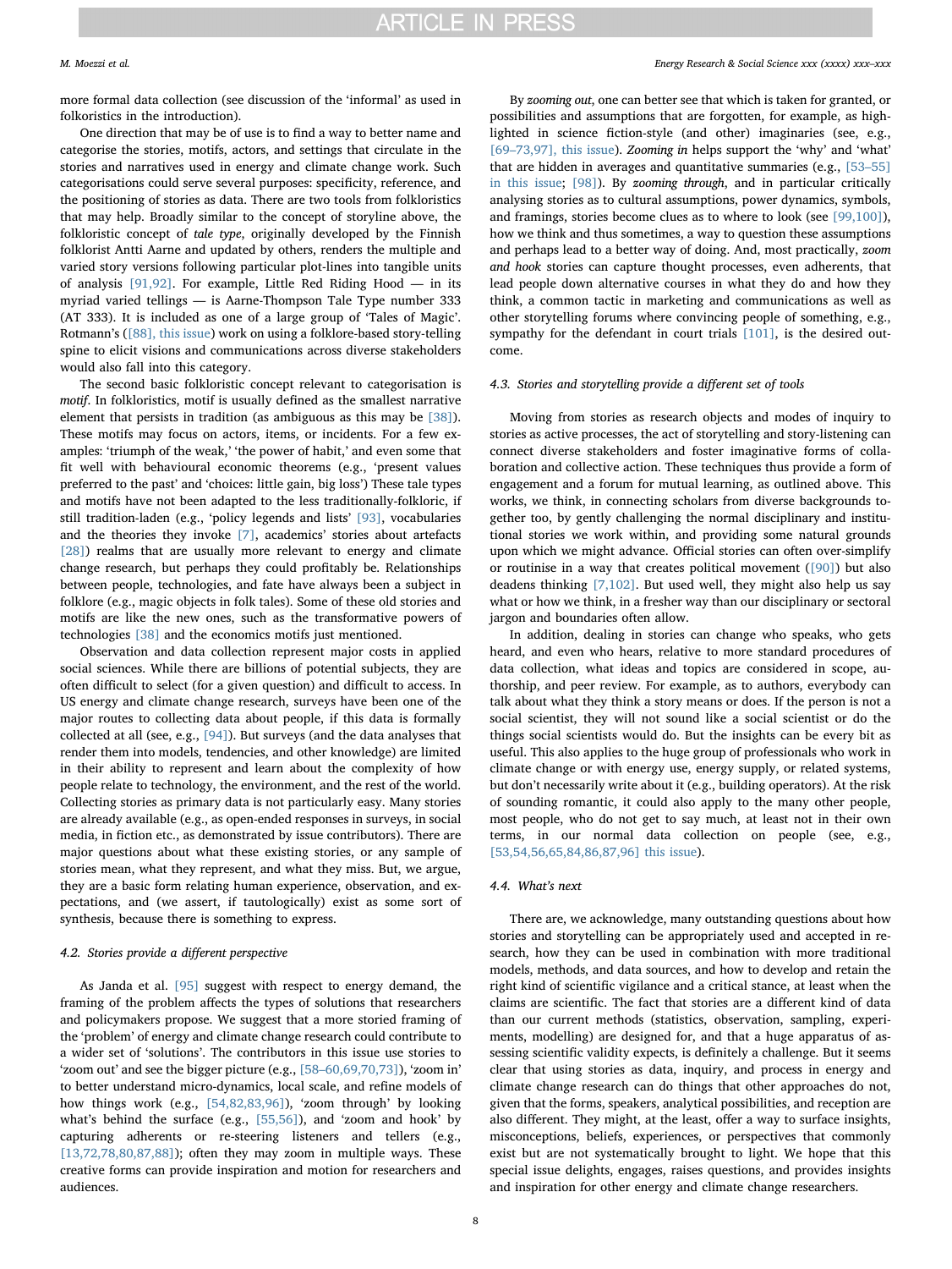more formal data collection (see discussion of the 'informal' as used in folkoristics in the introduction).

One direction that may be of use is to find a way to better name and categorise the stories, motifs, actors, and settings that circulate in the stories and narratives used in energy and climate change work. Such categorisations could serve several purposes: specificity, reference, and the positioning of stories as data. There are two tools from folkloristics that may help. Broadly similar to the concept of storyline above, the folkloristic concept of *tale type*, originally developed by the Finnish folklorist Antti Aarne and updated by others, renders the multiple and varied story versions following particular plot-lines into tangible units of analysis [91,92]. For example, Little Red Riding Hood — in its myriad varied tellings — is Aarne-Thompson Tale Type number 333 (AT 333). It is included as one of a large group of 'Tales of Magic'. Rotmann's ([88], this issue) work on using a folklore-based story-telling spine to elicit visions and communications across diverse stakeholders would also fall into this category.

The second basic folkloristic concept relevant to categorisation is *motif*. In folkloristics, motif is usually defined as the smallest narrative element that persists in tradition (as ambiguous as this may be [38]). These motifs may focus on actors, items, or incidents. For a few examples: 'triumph of the weak,' 'the power of habit,' and even some that fit well with behavioural economic theorems (e.g., 'present values preferred to the past' and 'choices: little gain, big loss') These tale types and motifs have not been adapted to the less traditionally-folkloric, if still tradition-laden (e.g., 'policy legends and lists' [93], vocabularies and the theories they invoke [7], academics' stories about artefacts [28]) realms that are usually more relevant to energy and climate change research, but perhaps they could profitably be. Relationships between people, technologies, and fate have always been a subject in folklore (e.g., magic objects in folk tales). Some of these old stories and motifs are like the new ones, such as the transformative powers of technologies [38] and the economics motifs just mentioned.

Observation and data collection represent major costs in applied social sciences. While there are billions of potential subjects, they are often difficult to select (for a given question) and difficult to access. In US energy and climate change research, surveys have been one of the major routes to collecting data about people, if this data is formally collected at all (see, e.g., [94]). But surveys (and the data analyses that render them into models, tendencies, and other knowledge) are limited in their ability to represent and learn about the complexity of how people relate to technology, the environment, and the rest of the world. Collecting stories as primary data is not particularly easy. Many stories are already available (e.g., as open-ended responses in surveys, in social media, in fiction etc., as demonstrated by issue contributors). There are major questions about what these existing stories, or any sample of stories mean, what they represent, and what they miss. But, we argue, they are a basic form relating human experience, observation, and expectations, and (we assert, if tautologically) exist as some sort of synthesis, because there is something to express.

### 4.2. Stories provide a different perspective

As Janda et al. [95] suggest with respect to energy demand, the framing of the problem affects the types of solutions that researchers and policymakers propose. We suggest that a more storied framing of the 'problem' of energy and climate change research could contribute to a wider set of 'solutions'. The contributors in this issue use stories to 'zoom out' and see the bigger picture (e.g., [58–60,69,70,73]), 'zoom in' to better understand micro-dynamics, local scale, and refine models of how things work (e.g., [54,82,83,96]), 'zoom through' by looking what's behind the surface (e.g., [55,56]), and 'zoom and hook' by capturing adherents or re-steering listeners and tellers (e.g., [13,72,78,80,87,88]); often they may zoom in multiple ways. These creative forms can provide inspiration and motion for researchers and audiences.

By *zooming out*, one can better see that which is taken for granted, or possibilities and assumptions that are forgotten, for example, as highlighted in science fiction-style (and other) imaginaries (see, e.g., [69–73,97], this issue). *Zooming in* helps support the 'why' and 'what' that are hidden in averages and quantitative summaries (e.g., [53–55] in this issue; [98]). By *zooming through*, and in particular critically analysing stories as to cultural assumptions, power dynamics, symbols, and framings, stories become clues as to where to look (see [99,100]), how we think and thus sometimes, a way to question these assumptions and perhaps lead to a better way of doing. And, most practically, *zoom and hook* stories can capture thought processes, even adherents, that lead people down alternative courses in what they do and how they think, a common tactic in marketing and communications as well as other storytelling forums where convincing people of something, e.g., sympathy for the defendant in court trials [101], is the desired outcome.

### 4.3. Stories and storytelling provide a different set of tools

Moving from stories as research objects and modes of inquiry to stories as active processes, the act of storytelling and story-listening can connect diverse stakeholders and foster imaginative forms of collaboration and collective action. These techniques thus provide a form of engagement and a forum for mutual learning, as outlined above. This works, we think, in connecting scholars from diverse backgrounds together too, by gently challenging the normal disciplinary and institutional stories we work within, and providing some natural grounds upon which we might advance. Official stories can often over-simplify or routinise in a way that creates political movement ([90]) but also deadens thinking [7,102]. But used well, they might also help us say what or how we think, in a fresher way than our disciplinary or sectoral jargon and boundaries often allow.

In addition, dealing in stories can change who speaks, who gets heard, and even who hears, relative to more standard procedures of data collection, what ideas and topics are considered in scope, authorship, and peer review. For example, as to authors, everybody can talk about what they think a story means or does. If the person is not a social scientist, they will not sound like a social scientist or do the things social scientists would do. But the insights can be every bit as useful. This also applies to the huge group of professionals who work in climate change or with energy use, energy supply, or related systems, but don't necessarily write about it (e.g., building operators). At the risk of sounding romantic, it could also apply to the many other people, most people, who do not get to say much, at least not in their own terms, in our normal data collection on people (see, e.g., [53,54,56,65,84,86,87,96] this issue).

### 4.4. What's next

There are, we acknowledge, many outstanding questions about how stories and storytelling can be appropriately used and accepted in research, how they can be used in combination with more traditional models, methods, and data sources, and how to develop and retain the right kind of scientific vigilance and a critical stance, at least when the claims are scientific. The fact that stories are a different kind of data than our current methods (statistics, observation, sampling, experiments, modelling) are designed for, and that a huge apparatus of assessing scientific validity expects, is definitely a challenge. But it seems clear that using stories as data, inquiry, and process in energy and climate change research can do things that other approaches do not, given that the forms, speakers, analytical possibilities, and reception are also different. They might, at the least, offer a way to surface insights, misconceptions, beliefs, experiences, or perspectives that commonly exist but are not systematically brought to light. We hope that this special issue delights, engages, raises questions, and provides insights and inspiration for other energy and climate change researchers.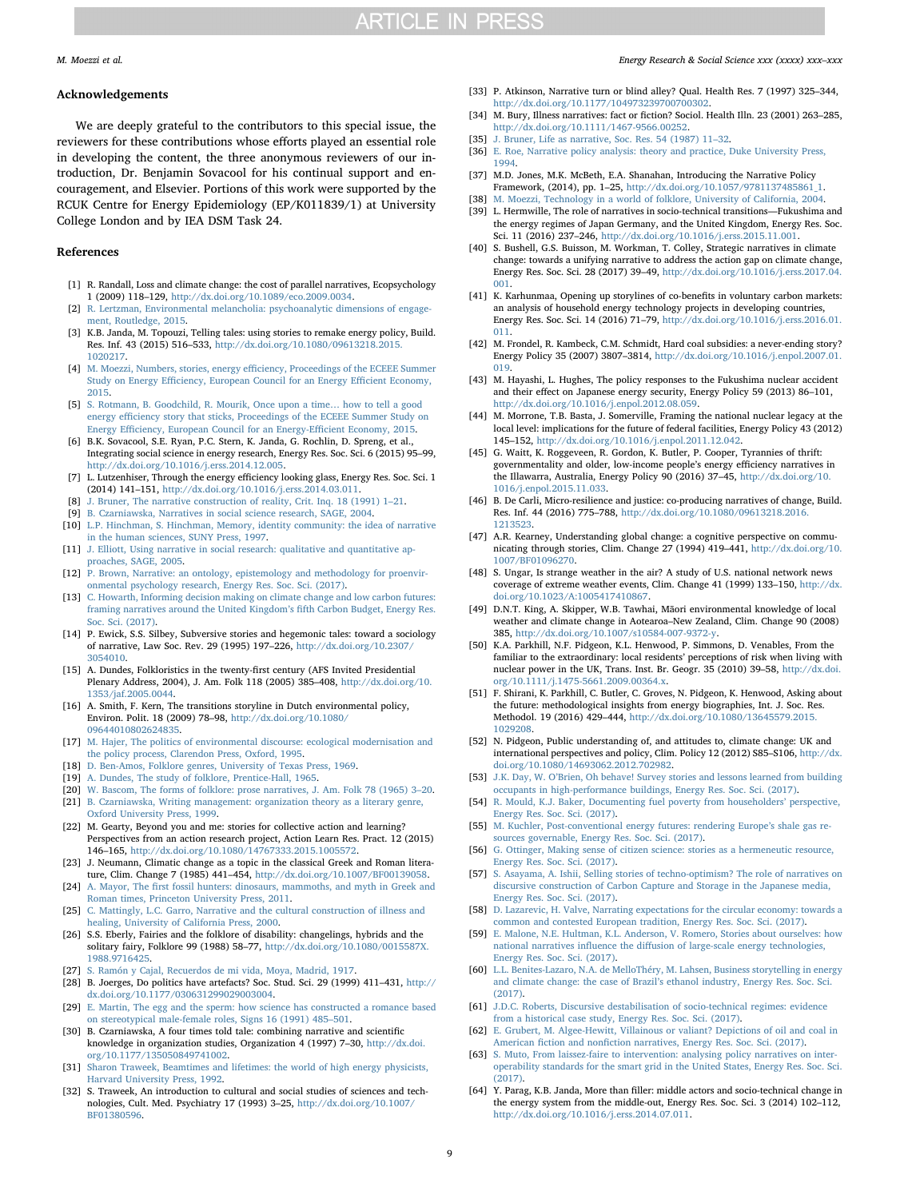## Acknowledgements

We are deeply grateful to the contributors to this special issue, the reviewers for these contributions whose efforts played an essential role in developing the content, the three anonymous reviewers of our introduction, Dr. Benjamin Sovacool for his continual support and encouragement, and Elsevier. Portions of this work were supported by the RCUK Centre for Energy Epidemiology (EP/K011839/1) at University College London and by IEA DSM Task 24.

## References

[1] R. Randall, Loss and climate change: the cost of parallel narratives, Ecopsychology 1 (2009) 118–129, http://dx.doi.org/10.1089/eco.2009.0034.

[2] R. Lertzman, Environmental melancholia: psychoanalytic dimensions of engagement, Routledge, 2015.

[3] K.B. Janda, M. Topouzi, Telling tales: using stories to remake energy policy, Build. Res. Inf. 43 (2015) 516–533, http://dx.doi.org/10.1080/09613218.2015.1020217.

[4] M. Moezzi, Numbers, stories, energy efficiency, Proceedings of the ECEEE Summer Study on Energy Efficiency, European Council for an Energy Efficient Economy, 2015.

[5] S. Rotmann, B. Goodchild, R. Mourik, Once upon a time… how to tell a good energy efficiency story that sticks, Proceedings of the ECEEE Summer Study on Energy Efficiency, European Council for an Energy-Efficient Economy, 2015.

[6] B.K. Sovacool, S.E. Ryan, P.C. Stern, K. Janda, G. Rochlin, D. Spreng, et al., Integrating social science in energy research, Energy Res. Soc. Sci. 6 (2015) 95–99, http://dx.doi.org/10.1016/j.erss.2014.12.005.

[7] L. Lutzenhiser, Through the energy efficiency looking glass, Energy Res. Soc. Sci. 1 (2014) 141–151, http://dx.doi.org/10.1016/j.erss.2014.03.011.

[8] J. Bruner, The narrative construction of reality, Crit. Inq. 18 (1991) 1–21.

[9] B. Czarniawska, Narratives in social science research, SAGE, 2004.

[10] L.P. Hinchman, S. Hinchman, Memory, identity community: the idea of narrative in the human sciences, SUNY Press, 1997.

[11] J. Elliott, Using narrative in social research: qualitative and quantitative approaches, SAGE, 2005.

[12] P. Brown, Narrative: an ontology, epistemology and methodology for proenvironmental psychology research, Energy Res. Soc. Sci. (2017).

[13] C. Howarth, Informing decision making on climate change and low carbon futures: framing narratives around the United Kingdom's fifth Carbon Budget, Energy Res. Soc. Sci. (2017).

[14] P. Ewick, S.S. Silbey, Subversive stories and hegemonic tales: toward a sociology of narrative, Law Soc. Rev. 29 (1995) 197–226, http://dx.doi.org/10.2307/3054010.

[15] A. Dundes, Folkloristics in the twenty-first century (AFS Invited Presidential Plenary Address, 2004), J. Am. Folk 118 (2005) 385–408, http://dx.doi.org/10.1353/jaf.2005.0044.

[16] A. Smith, F. Kern, The transitions storyline in Dutch environmental policy, Environ. Polit. 18 (2009) 78–98, http://dx.doi.org/10.1080/09644010802624835.

[17] M. Hajer, The politics of environmental discourse: ecological modernisation and the policy process, Clarendon Press, Oxford, 1995.

[18] D. Ben-Amos, Folklore genres, University of Texas Press, 1969.

[19] A. Dundes, The study of folklore, Prentice-Hall, 1965.

[20] W. Bascom, The forms of folklore: prose narratives, J. Am. Folk 78 (1965) 3–20.

[21] B. Czarniawska, Writing management: organization theory as a literary genre, Oxford University Press, 1999.

[22] M. Gearty, Beyond you and me: stories for collective action and learning? Perspectives from an action research project, Action Learn Res. Pract. 12 (2015) 146–165, http://dx.doi.org/10.1080/14767333.2015.1005572.

[23] J. Neumann, Climatic change as a topic in the classical Greek and Roman literature, Clim. Change 7 (1985) 441–454, http://dx.doi.org/10.1007/BF00139058.

[24] A. Mayor, The first fossil hunters: dinosaurs, mammoths, and myth in Greek and Roman times, Princeton University Press, 2011.

[25] C. Mattingly, L.C. Garro, Narrative and the cultural construction of illness and healing, University of California Press, 2000.

[26] S.S. Eberly, Fairies and the folklore of disability: changelings, hybrids and the solitary fairy, Folklore 99 (1988) 58–77, http://dx.doi.org/10.1080/0015587X.1988.9716425.

[27] S. Ramón y Cajal, Recuerdos de mi vida, Moya, Madrid, 1917.

[28] B. Joerges, Do politics have artefacts? Soc. Stud. Sci. 29 (1999) 411–431, http://dx.doi.org/10.1177/030631299029003004.

[29] E. Martin, The egg and the sperm: how science has constructed a romance based on stereotypical male-female roles, Signs 16 (1991) 485–501.

[30] B. Czarniawska, A four times told tale: combining narrative and scientific knowledge in organization studies, Organization 4 (1997) 7–30, http://dx.doi.org/10.1177/135050849741002.

[31] Sharon Traweek, Beamtimes and lifetimes: the world of high energy physicists, Harvard University Press, 1992.

[32] S. Traweek, An introduction to cultural and social studies of sciences and technologies, Cult. Med. Psychiatry 17 (1993) 3–25, http://dx.doi.org/10.1007/BF01380596.

[33] P. Atkinson, Narrative turn or blind alley? Qual. Health Res. 7 (1997) 325–344, http://dx.doi.org/10.1177/104973239700700302.

[34] M. Bury, Illness narratives: fact or fiction? Sociol. Health Illn. 23 (2001) 263–285, http://dx.doi.org/10.1111/1467-9566.00252.

[35] J. Bruner, Life as narrative, Soc. Res. 54 (1987) 11–32.

[36] E. Roe, Narrative policy analysis: theory and practice, Duke University Press, 1994.

[37] M.D. Jones, M.K. McBeth, E.A. Shanahan, Introducing the Narrative Policy Framework, (2014), pp. 1–25, http://dx.doi.org/10.1057/9781137485861_1.

[38] M. Moezzi, Technology in a world of folklore, University of California, 2004.

[39] L. Hermwille, The role of narratives in socio-technical transitions—Fukushima and the energy regimes of Japan Germany, and the United Kingdom, Energy Res. Soc. Sci. 11 (2016) 237–246, http://dx.doi.org/10.1016/j.erss.2015.11.001.

[40] S. Bushell, G.S. Buisson, M. Workman, T. Colley, Strategic narratives in climate change: towards a unifying narrative to address the action gap on climate change, Energy Res. Soc. Sci. 28 (2017) 39–49, http://dx.doi.org/10.1016/j.erss.2017.04.001.

[41] K. Karhunmaa, Opening up storylines of co-benefits in voluntary carbon markets: an analysis of household energy technology projects in developing countries, Energy Res. Soc. Sci. 14 (2016) 71–79, http://dx.doi.org/10.1016/j.erss.2016.01.011.

[42] M. Frondel, R. Kambeck, C.M. Schmidt, Hard coal subsidies: a never-ending story? Energy Policy 35 (2007) 3807–3814, http://dx.doi.org/10.1016/j.enpol.2007.01.019.

[43] M. Hayashi, L. Hughes, The policy responses to the Fukushima nuclear accident and their effect on Japanese energy security, Energy Policy 59 (2013) 86–101, http://dx.doi.org/10.1016/j.enpol.2012.08.059.

[44] M. Morrone, T.B. Basta, J. Somerville, Framing the national nuclear legacy at the local level: implications for the future of federal facilities, Energy Policy 43 (2012) 145–152, http://dx.doi.org/10.1016/j.enpol.2011.12.042.

[45] G. Waitt, K. Roggeveen, R. Gordon, K. Butler, P. Cooper, Tyrannies of thrift: governmentality and older, low-income people's energy efficiency narratives in the Illawarra, Australia, Energy Policy 90 (2016) 37–45, http://dx.doi.org/10.1016/j.enpol.2015.11.033.

[46] B. De Carli, Micro-resilience and justice: co-producing narratives of change, Build. Res. Inf. 44 (2016) 775–788, http://dx.doi.org/10.1080/09613218.2016.1213523.

[47] A.R. Kearney, Understanding global change: a cognitive perspective on communicating through stories, Clim. Change 27 (1994) 419–441, http://dx.doi.org/10.1007/BF01096270.

[48] S. Ungar, Is strange weather in the air? A study of U.S. national network news coverage of extreme weather events, Clim. Change 41 (1999) 133–150, http://dx.doi.org/10.1023/A:1005417410867.

[49] D.N.T. King, A. Skipper, W.B. Tawhai, Māori environmental knowledge of local weather and climate change in Aotearoa–New Zealand, Clim. Change 90 (2008) 385, http://dx.doi.org/10.1007/s10584-007-9372-y.

[50] K.A. Parkhill, N.F. Pidgeon, K.L. Henwood, P. Simmons, D. Venables, From the familiar to the extraordinary: local residents' perceptions of risk when living with nuclear power in the UK, Trans. Inst. Br. Geogr. 35 (2010) 39–58, http://dx.doi.org/10.1111/j.1475-5661.2009.00364.x.

[51] F. Shirani, K. Parkhill, C. Butler, C. Groves, N. Pidgeon, K. Henwood, Asking about the future: methodological insights from energy biographies, Int. J. Soc. Res. Methodol. 19 (2016) 429–444, http://dx.doi.org/10.1080/13645579.2015.1029208.

[52] N. Pidgeon, Public understanding of, and attitudes to, climate change: UK and international perspectives and policy, Clim. Policy 12 (2012) S85–S106, http://dx.doi.org/10.1080/14693062.2012.702982.

[53] J.K. Day, W. O'Brien, Oh behave! Survey stories and lessons learned from building occupants in high-performance buildings, Energy Res. Soc. Sci. (2017).

[54] R. Mould, K.J. Baker, Documenting fuel poverty from householders' perspective, Energy Res. Soc. Sci. (2017).

[55] M. Kuchler, Post-conventional energy futures: rendering Europe's shale gas resources governable, Energy Res. Soc. Sci. (2017).

[56] G. Ottinger, Making sense of citizen science: stories as a hermeneutic resource, Energy Res. Soc. Sci. (2017).

[57] S. Asayama, A. Ishii, Selling stories of techno-optimism? The role of narratives on discursive construction of Carbon Capture and Storage in the Japanese media, Energy Res. Soc. Sci. (2017).

[58] D. Lazarevic, H. Valve, Narrating expectations for the circular economy: towards a common and contested European tradition, Energy Res. Soc. Sci. (2017).

[59] E. Malone, N.E. Hultman, K.L. Anderson, V. Romero, Stories about ourselves: how national narratives influence the diffusion of large-scale energy technologies, Energy Res. Soc. Sci. (2017).

[60] L.L. Benites-Lazaro, N.A. de MelloThéry, M. Lahsen, Business storytelling in energy and climate change: the case of Brazil's ethanol industry, Energy Res. Soc. Sci. (2017).

[61] J.D.C. Roberts, Discursive destabilisation of socio-technical regimes: evidence from a historical case study, Energy Res. Soc. Sci. (2017).

[62] E. Grubert, M. Algee-Hewitt, Villainous or valiant? Depictions of oil and coal in American fiction and nonfiction narratives, Energy Res. Soc. Sci. (2017).

[63] S. Muto, From laissez-faire to intervention: analysing policy narratives on interoperability standards for the smart grid in the United States, Energy Res. Soc. Sci. (2017).

[64] Y. Parag, K.B. Janda, More than filler: middle actors and socio-technical change in the energy system from the middle-out, Energy Res. Soc. Sci. 3 (2014) 102–112, http://dx.doi.org/10.1016/j.erss.2014.07.011.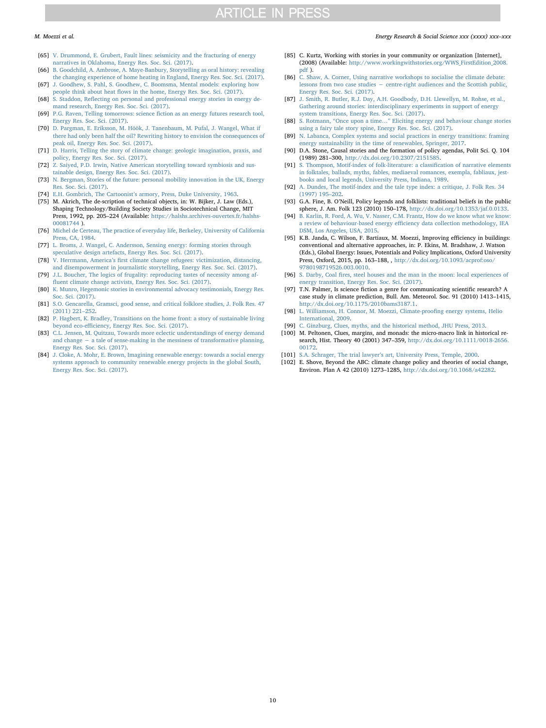[65] V. Drummond, E. Grubert, Fault lines: seismicity and the fracturing of energy narratives in Oklahoma, Energy Res. Soc. Sci. (2017).

[66] B. Goodchild, A. Ambrose, A. Maye-Banbury, Storytelling as oral history: revealing the changing experience of home heating in England, Energy Res. Soc. Sci. (2017).

[67] J. Goodhew, S. Pahl, S. Goodhew, C. Boomsma, Mental models: exploring how people think about heat flows in the home, Energy Res. Soc. Sci. (2017).

[68] S. Staddon, Reflecting on personal and professional energy stories in energy demand research, Energy Res. Soc. Sci. (2017).

[69] P.G. Raven, Telling tomorrows: science fiction as an energy futures research tool, Energy Res. Soc. Sci. (2017).

[70] D. Pargman, E. Eriksson, M. Höök, J. Tanenbaum, M. Pufal, J. Wangel, What if there had only been half the oil? Rewriting history to envision the consequences of peak oil, Energy Res. Soc. Sci. (2017).

[71] D. Harris, Telling the story of climate change: geologic imagination, praxis, and policy, Energy Res. Soc. Sci. (2017).

[72] Z. Saiyed, P.D. Irwin, Native American storytelling toward symbiosis and sustainable design, Energy Res. Soc. Sci. (2017).

[73] N. Bergman, Stories of the future: personal mobility innovation in the UK, Energy Res. Soc. Sci. (2017).

[74] E.H. Gombrich, The Cartoonist's armory, Press, Duke University, 1963.

[75] M. Akrich, The de-scription of technical objects, in: W. Bijker, J. Law (Eds.), Shaping Technology/Building Society Studies in Sociotechnical Change, MIT Press, 1992, pp. 205–224 (Available: https://halshs.archives-ouvertes.fr/halshs-00081744 ).

[76] Michel de Certeau, The practice of everyday life, Berkeley, University of California Press, CA, 1984.

[77] L. Broms, J. Wangel, C. Andersson, Sensing energy: forming stories through speculative design artefacts, Energy Res. Soc. Sci. (2017).

[78] V. Herrmann, America's first climate change refugees: victimization, distancing, and disempowerment in journalistic storytelling, Energy Res. Soc. Sci. (2017).

[79] J.L. Boucher, The logics of frugality: reproducing tastes of necessity among affluent climate change activists, Energy Res. Soc. Sci. (2017).

[80] K. Munro, Hegemonic stories in environmental advocacy testimonials, Energy Res. Soc. Sci. (2017).

[81] S.O. Gencarella, Gramsci, good sense, and critical folklore studies, J. Folk Res. 47 (2011) 221–252.

[82] P. Hagbert, K. Bradley, Transitions on the home front: a story of sustainable living beyond eco-efficiency, Energy Res. Soc. Sci. (2017).

[83] C.L. Jensen, M. Quitzau, Towards more eclectic understandings of energy demand and change – a tale of sense-making in the messiness of transformative planning, Energy Res. Soc. Sci. (2017).

[84] J. Cloke, A. Mohr, E. Brown, Imagining renewable energy: towards a social energy systems approach to community renewable energy projects in the global South, Energy Res. Soc. Sci. (2017).

[85] C. Kurtz, Working with stories in your community or organization [Internet], (2008) (Available: http://www.workingwithstories.org/WWS_FirstEdition_2008.pdf ).

[86] C. Shaw, A. Corner, Using narrative workshops to socialise the climate debate: lessons from two case studies – centre-right audiences and the Scottish public, Energy Res. Soc. Sci. (2017).

[87] J. Smith, R. Butler, R.J. Day, A.H. Goodbody, D.H. Llewellyn, M. Rohse, et al., Gathering around stories: interdisciplinary experiments in support of energy system transitions, Energy Res. Soc. Sci. (2017).

[88] S. Rotmann, "Once upon a time…" Eliciting energy and behaviour change stories using a fairy tale story spine, Energy Res. Soc. Sci. (2017).

[89] N. Labanca, Complex systems and social practices in energy transitions: framing energy sustainability in the time of renewables, Springer, 2017.

[90] D.A. Stone, Causal stories and the formation of policy agendas, Polit Sci. Q. 104 (1989) 281–300, http://dx.doi.org/10.2307/2151585.

[91] S. Thompson, Motif-index of folk-literature: a classification of narrative elements in folktales, ballads, myths, fables, mediaeval romances, exempla, fabliaux, jest-books and local legends, University Press, Indiana, 1989.

[92] A. Dundes, The motif-index and the tale type index: a critique, J. Folk Res. 34 (1997) 195–202.

[93] G.A. Fine, B. O'Neill, Policy legends and folklists: traditional beliefs in the public sphere, J. Am. Folk 123 (2010) 150–178, http://dx.doi.org/10.1353/jaf.0.0133.

[94] B. Karlin, R. Ford, A. Wu, V. Nasser, C.M. Frantz, How do we know what we know: a review of behaviour-based energy efficiency data collection methodology, IEA DSM, Los Angeles, USA, 2015.

[95] K.B. Janda, C. Wilson, F. Bartiaux, M. Moezzi, Improving efficiency in buildings: conventional and alternative approaches, in: P. Ekins, M. Bradshaw, J. Watson (Eds.), Global Energy: Issues, Potentials and Policy Implications, Oxford University Press, Oxford, 2015, pp. 163–188, , http://dx.doi.org/10.1093/acprof:oso/9780198719526.003.0010.

[96] S. Darby, Coal fires, steel houses and the man in the moon: local experiences of energy transition, Energy Res. Soc. Sci. (2017).

[97] T.N. Palmer, Is science fiction a genre for communicating scientific research? A case study in climate prediction, Bull. Am. Meteorol. Soc. 91 (2010) 1413–1415, http://dx.doi.org/10.1175/2010bams3187.1.

[98] L. Williamson, H. Connor, M. Moezzi, Climate-proofing energy systems, Helio International, 2009.

[99] C. Ginzburg, Clues, myths, and the historical method, JHU Press, 2013.

[100] M. Peltonen, Clues, margins, and monads: the micro-macro link in historical research, Hist. Theory 40 (2001) 347–359, http://dx.doi.org/10.1111/0018-2656.00172.

[101] S.A. Schrager, The trial lawyer's art, University Press, Temple, 2000.

[102] E. Shove, Beyond the ABC: climate change policy and theories of social change, Environ. Plan A 42 (2010) 1273–1285, http://dx.doi.org/10.1068/a42282.